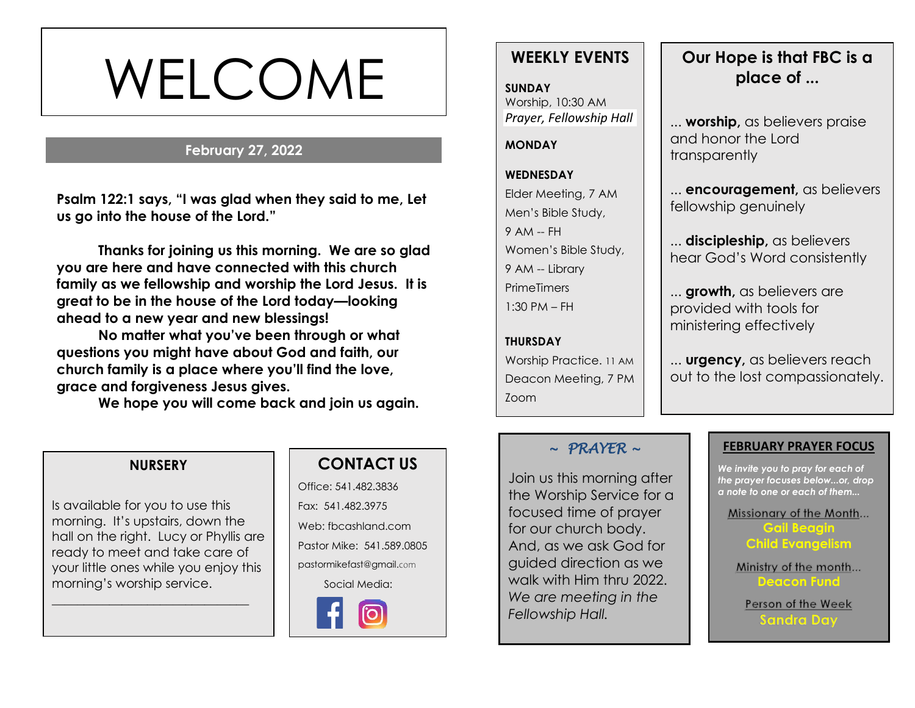# WELCOME

**February 27, 2022**

**Psalm 122:1 says, "I was glad when they said to me, Let us go into the house of the Lord."**

**Thanks for joining us this morning. We are so glad you are here and have connected with this church family as we fellowship and worship the Lord Jesus. It is great to be in the house of the Lord today—looking ahead to a new year and new blessings!**

**No matter what you've been through or what questions you might have about God and faith, our church family is a place where you'll find the love, grace and forgiveness Jesus gives.**

**We hope you will come back and join us again.**

## NURSERY

Is available for you to use this morning. It's upstairs, down the hall on the right. Lucy or Phyllis are ready to meet and take care of your little ones while you enjoy this morning's worship service.

## CONTACT US

Office: 541.482.3836

Fax: 541.482.3975

Web: fbcashland.com

Pastor Mike: 541.589.0805

pastormikefast@gmail.com

Social Media:

## WEEKLY EVENTS

**SUNDAY**

Worship, 10:30 AM

*Prayer, Fellowship Hall*

**MONDAY**

**WEDNESDAY**

Elder Meeting, 7 AM

Men's Bible Study, 9 AM -- FH

Women's Bible Study, 9 AM -- Library

PrimeTimers 1:30 PM – FH

**THURSDAY**

Worship Practice. 11 AM

Deacon Meeting, 7 PM Zoom

## Our Hope is that FBC is a place of ...

... **worship,** as believers praise and honor the Lord transparently

... **encouragement,** as believers fellowship genuinely

... **discipleship,** as believers hear God's Word consistently

... **growth,** as believers are provided with tools for ministering effectively

... **urgency,** as believers reach out to the lost compassionately.

## ~ *PRAYER* ~

Join us this morning after the Worship Service for a focused time of prayer for our church body. And, as we ask God for guided direction as we walk with Him thru 2022. *We are meeting in the Fellowship Hall.*

## FEBRUARY PRAYER FOCUS

*We invite you to pray for each of the prayer focuses below...or, drop a note to one or each of them...*

Missionary of the Month...

**Gail Beagin**

**Child Evangelism**

Ministry of the month...

**Deacon Fund**

Person of the Week

**Sandra Day**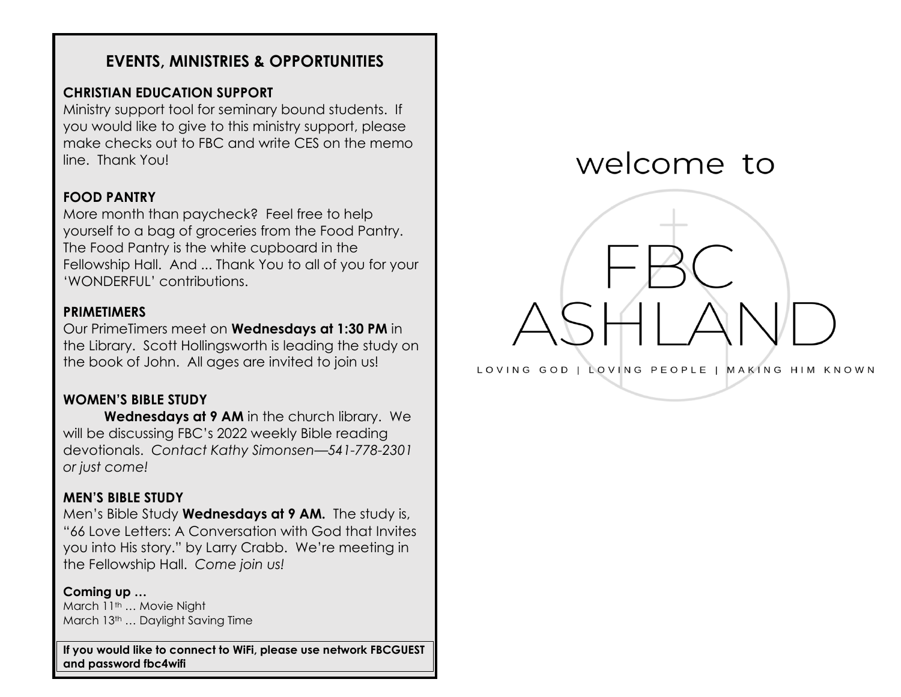## EVENTS, MINISTRIES & OPPORTUNITIES

### CHRISTIAN EDUCATION SUPPORT

Ministry support tool for seminary bound students. If you would like to give to this ministry support, please make checks out to FBC and write CES on the memo line. Thank You!

### FOOD PANTRY

More month than paycheck? Feel free to help yourself to a bag of groceries from the Food Pantry. The Food Pantry is the white cupboard in the Fellowship Hall. And ... Thank You to all of you for your 'WONDERFUL' contributions.

### PRIMETIMERS

Our PrimeTimers meet on **Wednesdays at 1:30 PM** in the Library. Scott Hollingsworth is leading the study on the book of John. All ages are invited to join us!

### WOMEN'S BIBLE STUDY

**Wednesdays at 9 AM** in the church library. We will be discussing FBC's 2022 weekly Bible reading devotionals. *Contact Kathy Simonsen—541-778-2301 or just come!*

### MEN'S BIBLE STUDY

Men's Bible Study **Wednesdays at 9 AM.** The study is, "66 Love Letters: A Conversation with God that Invites you into His story." by Larry Crabb. We're meeting in the Fellowship Hall. *Come join us!*

**Coming up …**

March 11th … Movie Night
March 13th … Daylight Saving Time

**If you would like to connect to WiFi, please use network FBCGUEST and password fbc4wifi**

welcome to

# FBC ASHLAND

LOVING GOD | LOVING PEOPLE | MAKING HIM KNOWN